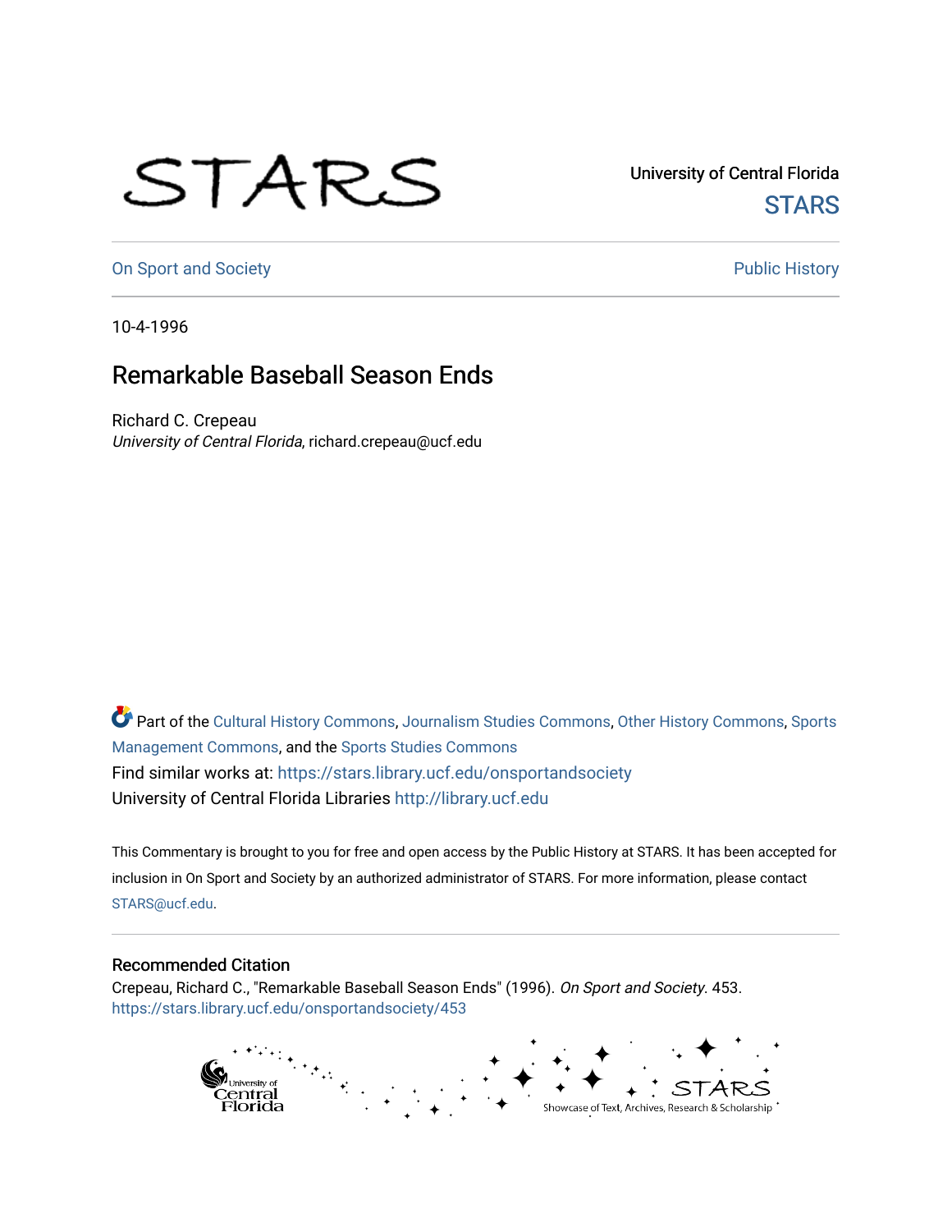University of Central Florida

STARS

On Sport and Society

Public History

10-4-1996

# Remarkable Baseball Season Ends

Richard C. Crepeau

*University of Central Florida*, richard.crepeau@ucf.edu

Part of the Cultural History Commons, Journalism Studies Commons, Other History Commons, Sports Management Commons, and the Sports Studies Commons

Find similar works at: https://stars.library.ucf.edu/onsportandsociety

University of Central Florida Libraries http://library.ucf.edu

This Commentary is brought to you for free and open access by the Public History at STARS. It has been accepted for inclusion in On Sport and Society by an authorized administrator of STARS. For more information, please contact STARS@ucf.edu.

## Recommended Citation

Crepeau, Richard C., "Remarkable Baseball Season Ends" (1996). *On Sport and Society*. 453.

https://stars.library.ucf.edu/onsportandsociety/453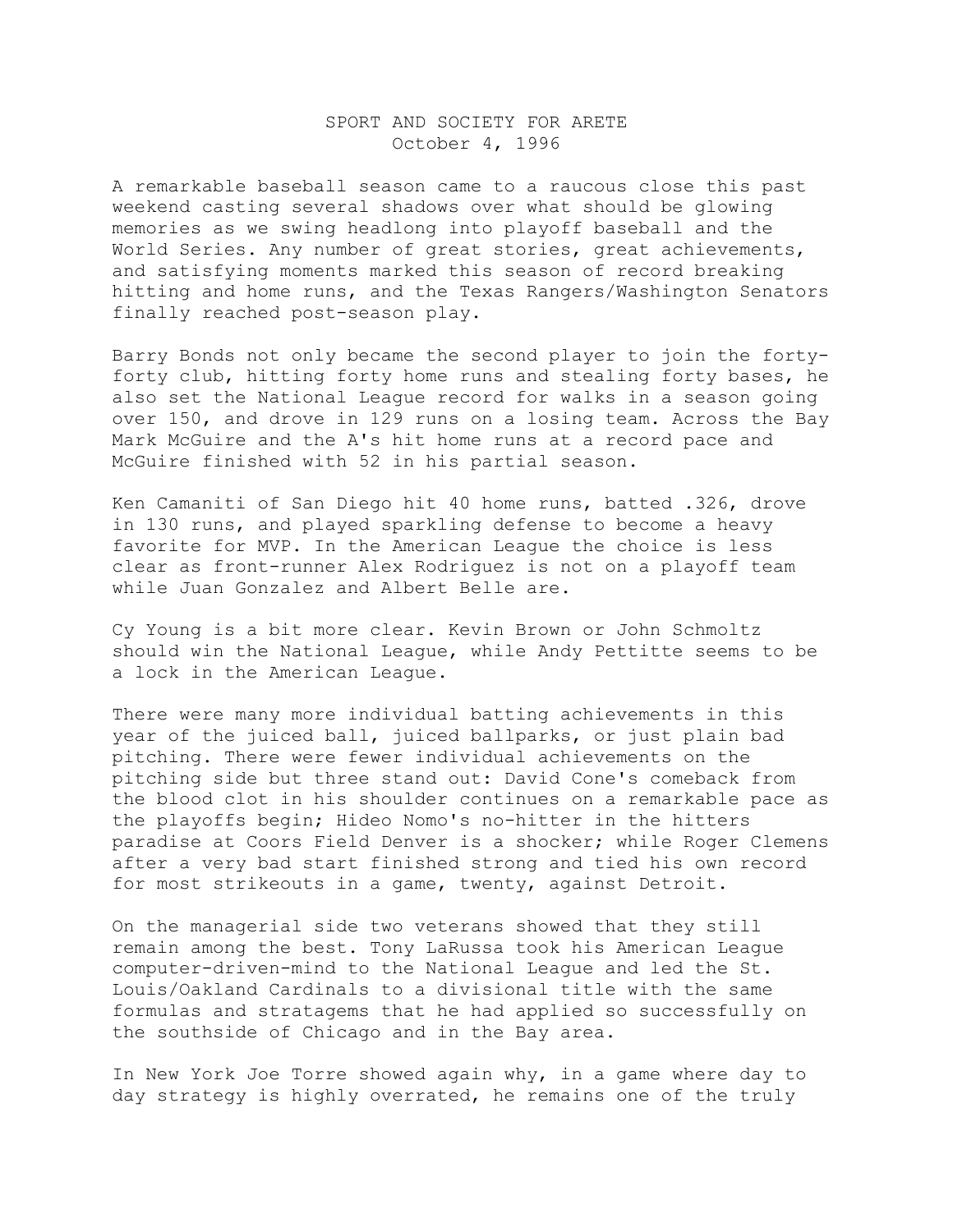SPORT AND SOCIETY FOR ARETE
October 4, 1996

A remarkable baseball season came to a raucous close this past weekend casting several shadows over what should be glowing memories as we swing headlong into playoff baseball and the World Series. Any number of great stories, great achievements, and satisfying moments marked this season of record breaking hitting and home runs, and the Texas Rangers/Washington Senators finally reached post-season play.

Barry Bonds not only became the second player to join the forty-forty club, hitting forty home runs and stealing forty bases, he also set the National League record for walks in a season going over 150, and drove in 129 runs on a losing team. Across the Bay Mark McGuire and the A's hit home runs at a record pace and McGuire finished with 52 in his partial season.

Ken Camaniti of San Diego hit 40 home runs, batted .326, drove in 130 runs, and played sparkling defense to become a heavy favorite for MVP. In the American League the choice is less clear as front-runner Alex Rodriguez is not on a playoff team while Juan Gonzalez and Albert Belle are.

Cy Young is a bit more clear. Kevin Brown or John Schmoltz should win the National League, while Andy Pettitte seems to be a lock in the American League.

There were many more individual batting achievements in this year of the juiced ball, juiced ballparks, or just plain bad pitching. There were fewer individual achievements on the pitching side but three stand out: David Cone's comeback from the blood clot in his shoulder continues on a remarkable pace as the playoffs begin; Hideo Nomo's no-hitter in the hitters paradise at Coors Field Denver is a shocker; while Roger Clemens after a very bad start finished strong and tied his own record for most strikeouts in a game, twenty, against Detroit.

On the managerial side two veterans showed that they still remain among the best. Tony LaRussa took his American League computer-driven-mind to the National League and led the St. Louis/Oakland Cardinals to a divisional title with the same formulas and stratagems that he had applied so successfully on the southside of Chicago and in the Bay area.

In New York Joe Torre showed again why, in a game where day to day strategy is highly overrated, he remains one of the truly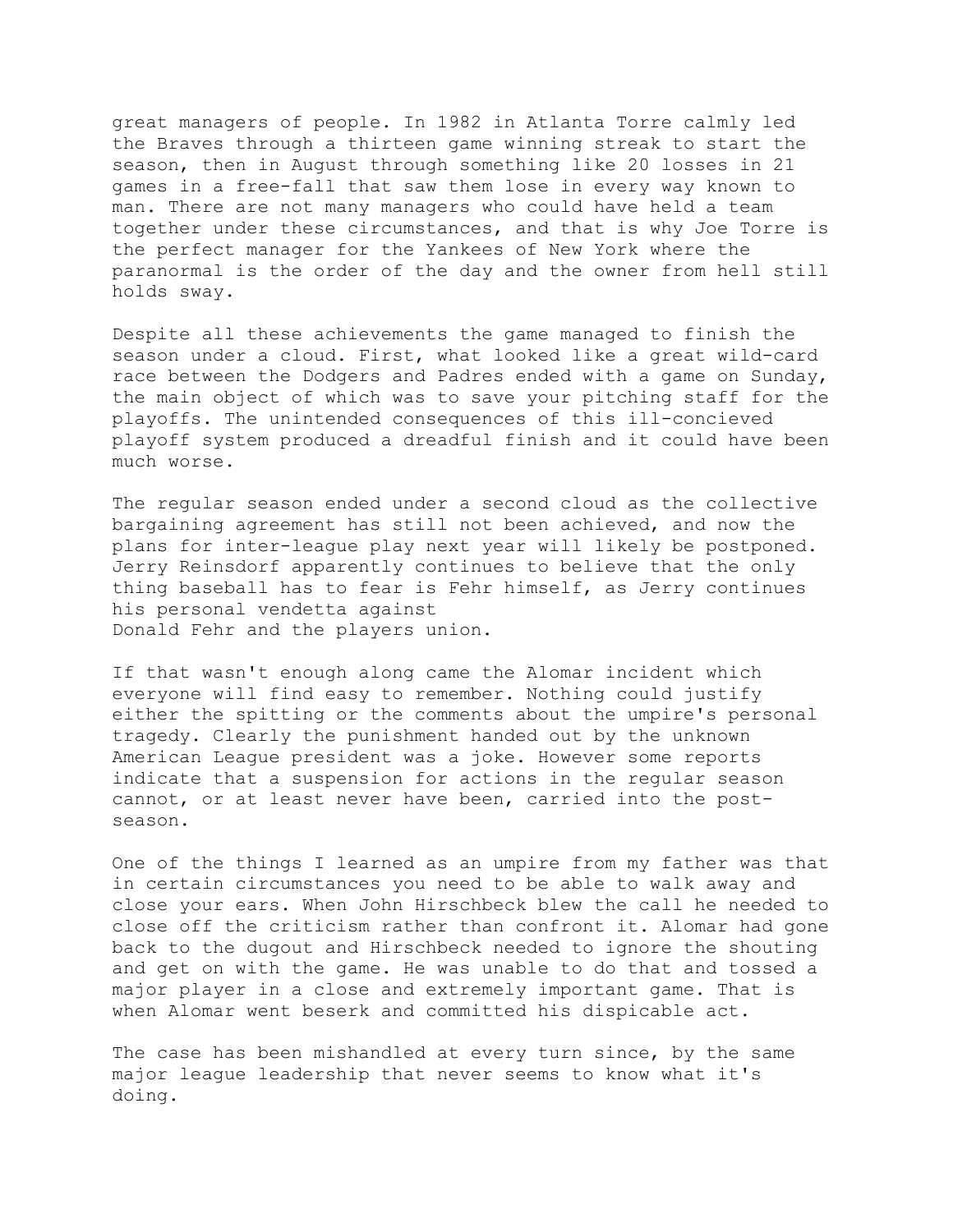great managers of people. In 1982 in Atlanta Torre calmly led the Braves through a thirteen game winning streak to start the season, then in August through something like 20 losses in 21 games in a free-fall that saw them lose in every way known to man. There are not many managers who could have held a team together under these circumstances, and that is why Joe Torre is the perfect manager for the Yankees of New York where the paranormal is the order of the day and the owner from hell still holds sway.

Despite all these achievements the game managed to finish the season under a cloud. First, what looked like a great wild-card race between the Dodgers and Padres ended with a game on Sunday, the main object of which was to save your pitching staff for the playoffs. The unintended consequences of this ill-concieved playoff system produced a dreadful finish and it could have been much worse.

The regular season ended under a second cloud as the collective bargaining agreement has still not been achieved, and now the plans for inter-league play next year will likely be postponed. Jerry Reinsdorf apparently continues to believe that the only thing baseball has to fear is Fehr himself, as Jerry continues his personal vendetta against Donald Fehr and the players union.

If that wasn't enough along came the Alomar incident which everyone will find easy to remember. Nothing could justify either the spitting or the comments about the umpire's personal tragedy. Clearly the punishment handed out by the unknown American League president was a joke. However some reports indicate that a suspension for actions in the regular season cannot, or at least never have been, carried into the post-season.

One of the things I learned as an umpire from my father was that in certain circumstances you need to be able to walk away and close your ears. When John Hirschbeck blew the call he needed to close off the criticism rather than confront it. Alomar had gone back to the dugout and Hirschbeck needed to ignore the shouting and get on with the game. He was unable to do that and tossed a major player in a close and extremely important game. That is when Alomar went beserk and committed his dispicable act.

The case has been mishandled at every turn since, by the same major league leadership that never seems to know what it's doing.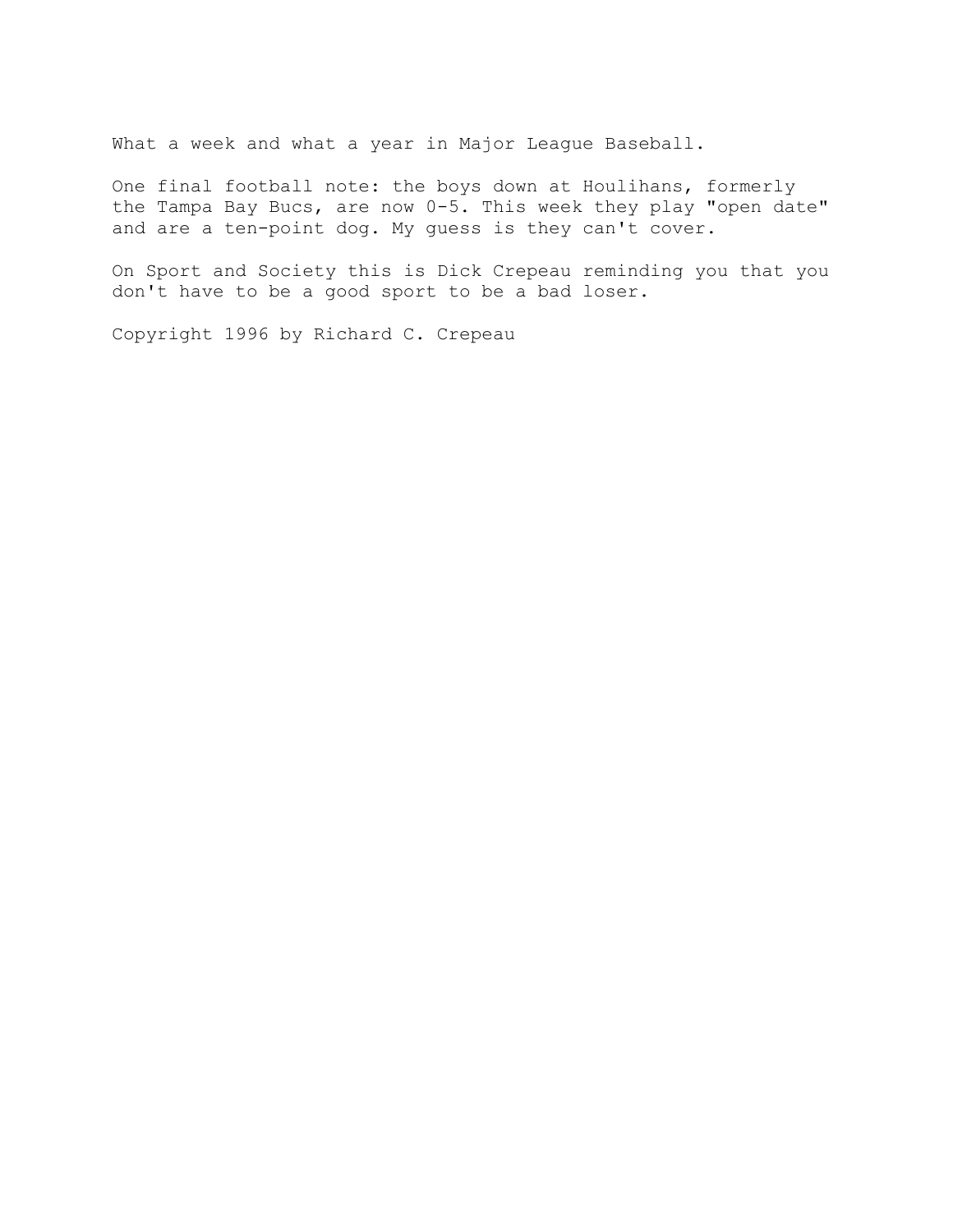What a week and what a year in Major League Baseball.

One final football note: the boys down at Houlihans, formerly the Tampa Bay Bucs, are now 0-5. This week they play "open date" and are a ten-point dog. My guess is they can't cover.

On Sport and Society this is Dick Crepeau reminding you that you don't have to be a good sport to be a bad loser.

Copyright 1996 by Richard C. Crepeau